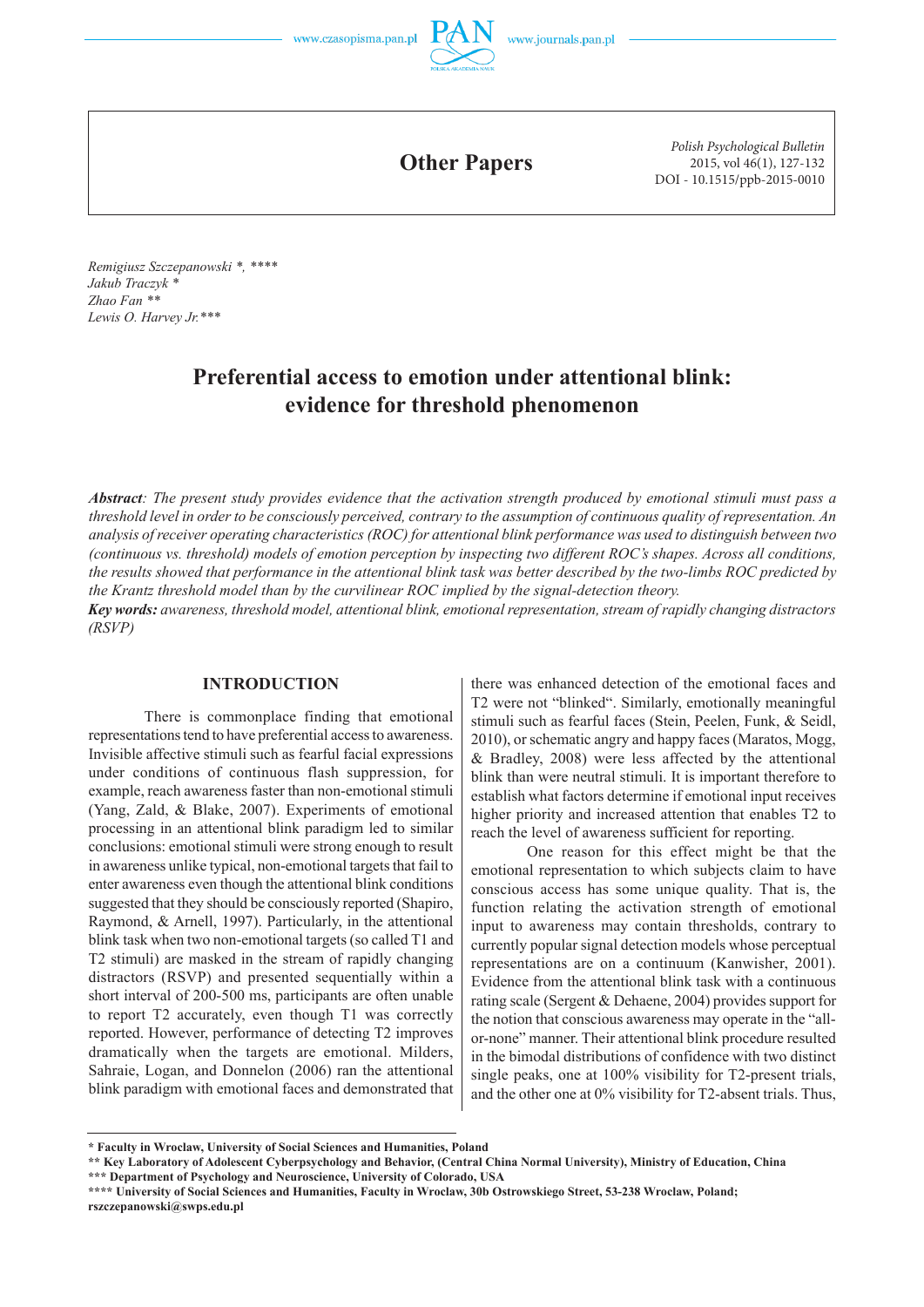Other Papers

*Polish Psychological Bulletin*
2015, vol 46(1), 127-132
DOI - 10.1515/ppb-2015-0010

*Remigiusz Szczepanowski \*, \*\*\*\**
*Jakub Traczyk \**
*Zhao Fan \*\**
*Lewis O. Harvey Jr.\*\*\**

# Preferential access to emotion under attentional blink: evidence for threshold phenomenon

***Abstract****: The present study provides evidence that the activation strength produced by emotional stimuli must pass a threshold level in order to be consciously perceived, contrary to the assumption of continuous quality of representation. An analysis of receiver operating characteristics (ROC) for attentional blink performance was used to distinguish between two (continuous vs. threshold) models of emotion perception by inspecting two different ROC's shapes. Across all conditions, the results showed that performance in the attentional blink task was better described by the two-limbs ROC predicted by the Krantz threshold model than by the curvilinear ROC implied by the signal-detection theory.*

***Key words:*** *awareness, threshold model, attentional blink, emotional representation, stream of rapidly changing distractors (RSVP)*

## INTRODUCTION

There is commonplace finding that emotional representations tend to have preferential access to awareness. Invisible affective stimuli such as fearful facial expressions under conditions of continuous flash suppression, for example, reach awareness faster than non-emotional stimuli (Yang, Zald, & Blake, 2007). Experiments of emotional processing in an attentional blink paradigm led to similar conclusions: emotional stimuli were strong enough to result in awareness unlike typical, non-emotional targets that fail to enter awareness even though the attentional blink conditions suggested that they should be consciously reported (Shapiro, Raymond, & Arnell, 1997). Particularly, in the attentional blink task when two non-emotional targets (so called T1 and T2 stimuli) are masked in the stream of rapidly changing distractors (RSVP) and presented sequentially within a short interval of 200-500 ms, participants are often unable to report T2 accurately, even though T1 was correctly reported. However, performance of detecting T2 improves dramatically when the targets are emotional. Milders, Sahraie, Logan, and Donnelon (2006) ran the attentional blink paradigm with emotional faces and demonstrated that there was enhanced detection of the emotional faces and T2 were not "blinked". Similarly, emotionally meaningful stimuli such as fearful faces (Stein, Peelen, Funk, & Seidl, 2010), or schematic angry and happy faces (Maratos, Mogg, & Bradley, 2008) were less affected by the attentional blink than were neutral stimuli. It is important therefore to establish what factors determine if emotional input receives higher priority and increased attention that enables T2 to reach the level of awareness sufficient for reporting.

One reason for this effect might be that the emotional representation to which subjects claim to have conscious access has some unique quality. That is, the function relating the activation strength of emotional input to awareness may contain thresholds, contrary to currently popular signal detection models whose perceptual representations are on a continuum (Kanwisher, 2001). Evidence from the attentional blink task with a continuous rating scale (Sergent & Dehaene, 2004) provides support for the notion that conscious awareness may operate in the "all-or-none" manner. Their attentional blink procedure resulted in the bimodal distributions of confidence with two distinct single peaks, one at 100% visibility for T2-present trials, and the other one at 0% visibility for T2-absent trials. Thus,

---

\* Faculty in Wroclaw, University of Social Sciences and Humanities, Poland
\*\* Key Laboratory of Adolescent Cyberpsychology and Behavior, (Central China Normal University), Ministry of Education, China
\*\*\* Department of Psychology and Neuroscience, University of Colorado, USA
\*\*\*\* University of Social Sciences and Humanities, Faculty in Wroclaw, 30b Ostrowskiego Street, 53-238 Wroclaw, Poland; rszczepanowski@swps.edu.pl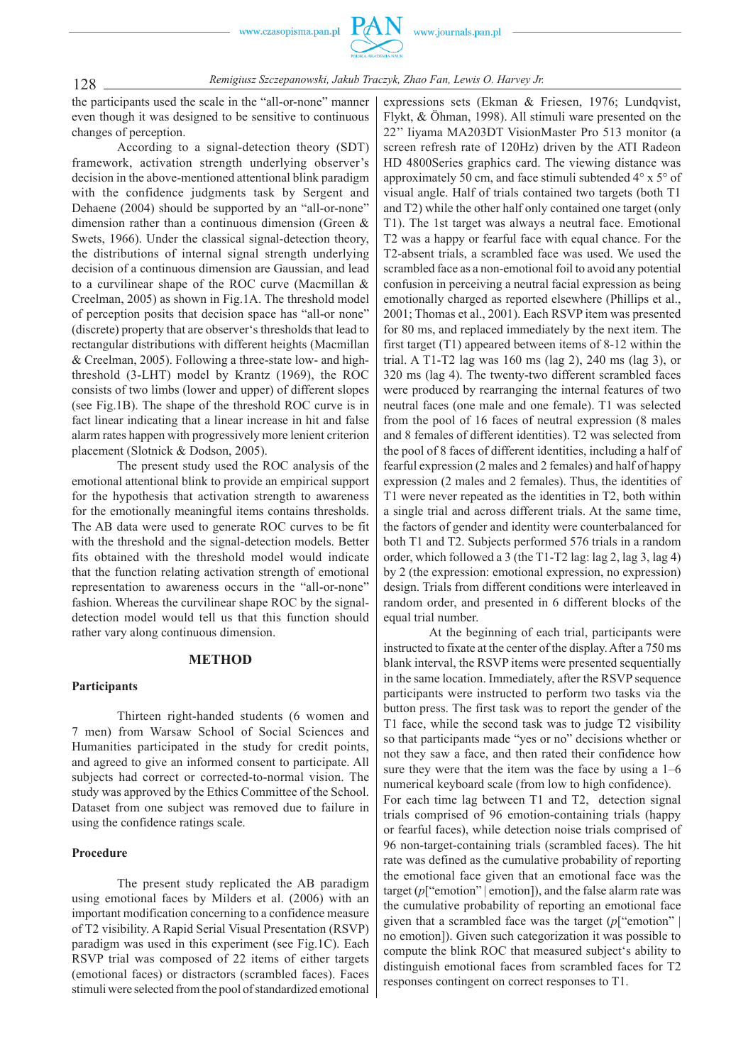the participants used the scale in the "all-or-none" manner even though it was designed to be sensitive to continuous changes of perception.

According to a signal-detection theory (SDT) framework, activation strength underlying observer's decision in the above-mentioned attentional blink paradigm with the confidence judgments task by Sergent and Dehaene (2004) should be supported by an "all-or-none" dimension rather than a continuous dimension (Green & Swets, 1966). Under the classical signal-detection theory, the distributions of internal signal strength underlying decision of a continuous dimension are Gaussian, and lead to a curvilinear shape of the ROC curve (Macmillan & Creelman, 2005) as shown in Fig.1A. The threshold model of perception posits that decision space has "all-or none" (discrete) property that are observer's thresholds that lead to rectangular distributions with different heights (Macmillan & Creelman, 2005). Following a three-state low- and high-threshold (3-LHT) model by Krantz (1969), the ROC consists of two limbs (lower and upper) of different slopes (see Fig.1B). The shape of the threshold ROC curve is in fact linear indicating that a linear increase in hit and false alarm rates happen with progressively more lenient criterion placement (Slotnick & Dodson, 2005).

The present study used the ROC analysis of the emotional attentional blink to provide an empirical support for the hypothesis that activation strength to awareness for the emotionally meaningful items contains thresholds. The AB data were used to generate ROC curves to be fit with the threshold and the signal-detection models. Better fits obtained with the threshold model would indicate that the function relating activation strength of emotional representation to awareness occurs in the "all-or-none" fashion. Whereas the curvilinear shape ROC by the signal-detection model would tell us that this function should rather vary along continuous dimension.

## METHOD

### Participants

Thirteen right-handed students (6 women and 7 men) from Warsaw School of Social Sciences and Humanities participated in the study for credit points, and agreed to give an informed consent to participate. All subjects had correct or corrected-to-normal vision. The study was approved by the Ethics Committee of the School. Dataset from one subject was removed due to failure in using the confidence ratings scale.

### Procedure

The present study replicated the AB paradigm using emotional faces by Milders et al. (2006) with an important modification concerning to a confidence measure of T2 visibility. A Rapid Serial Visual Presentation (RSVP) paradigm was used in this experiment (see Fig.1C). Each RSVP trial was composed of 22 items of either targets (emotional faces) or distractors (scrambled faces). Faces stimuli were selected from the pool of standardized emotional expressions sets (Ekman & Friesen, 1976; Lundqvist, Flykt, & Öhman, 1998). All stimuli ware presented on the 22" Iiyama MA203DT VisionMaster Pro 513 monitor (a screen refresh rate of 120Hz) driven by the ATI Radeon HD 4800Series graphics card. The viewing distance was approximately 50 cm, and face stimuli subtended 4° x 5° of visual angle. Half of trials contained two targets (both T1 and T2) while the other half only contained one target (only T1). The 1st target was always a neutral face. Emotional T2 was a happy or fearful face with equal chance. For the T2-absent trials, a scrambled face was used. We used the scrambled face as a non-emotional foil to avoid any potential confusion in perceiving a neutral facial expression as being emotionally charged as reported elsewhere (Phillips et al., 2001; Thomas et al., 2001). Each RSVP item was presented for 80 ms, and replaced immediately by the next item. The first target (T1) appeared between items of 8-12 within the trial. A T1-T2 lag was 160 ms (lag 2), 240 ms (lag 3), or 320 ms (lag 4). The twenty-two different scrambled faces were produced by rearranging the internal features of two neutral faces (one male and one female). T1 was selected from the pool of 16 faces of neutral expression (8 males and 8 females of different identities). T2 was selected from the pool of 8 faces of different identities, including a half of fearful expression (2 males and 2 females) and half of happy expression (2 males and 2 females). Thus, the identities of T1 were never repeated as the identities in T2, both within a single trial and across different trials. At the same time, the factors of gender and identity were counterbalanced for both T1 and T2. Subjects performed 576 trials in a random order, which followed a 3 (the T1-T2 lag: lag 2, lag 3, lag 4) by 2 (the expression: emotional expression, no expression) design. Trials from different conditions were interleaved in random order, and presented in 6 different blocks of the equal trial number.

At the beginning of each trial, participants were instructed to fixate at the center of the display. After a 750 ms blank interval, the RSVP items were presented sequentially in the same location. Immediately, after the RSVP sequence participants were instructed to perform two tasks via the button press. The first task was to report the gender of the T1 face, while the second task was to judge T2 visibility so that participants made "yes or no" decisions whether or not they saw a face, and then rated their confidence how sure they were that the item was the face by using a 1–6 numerical keyboard scale (from low to high confidence). For each time lag between T1 and T2, detection signal trials comprised of 96 emotion-containing trials (happy or fearful faces), while detection noise trials comprised of 96 non-target-containing trials (scrambled faces). The hit rate was defined as the cumulative probability of reporting the emotional face given that an emotional face was the target ($p$["emotion" | emotion]), and the false alarm rate was the cumulative probability of reporting an emotional face given that a scrambled face was the target ($p$["emotion" | no emotion]). Given such categorization it was possible to compute the blink ROC that measured subject's ability to distinguish emotional faces from scrambled faces for T2 responses contingent on correct responses to T1.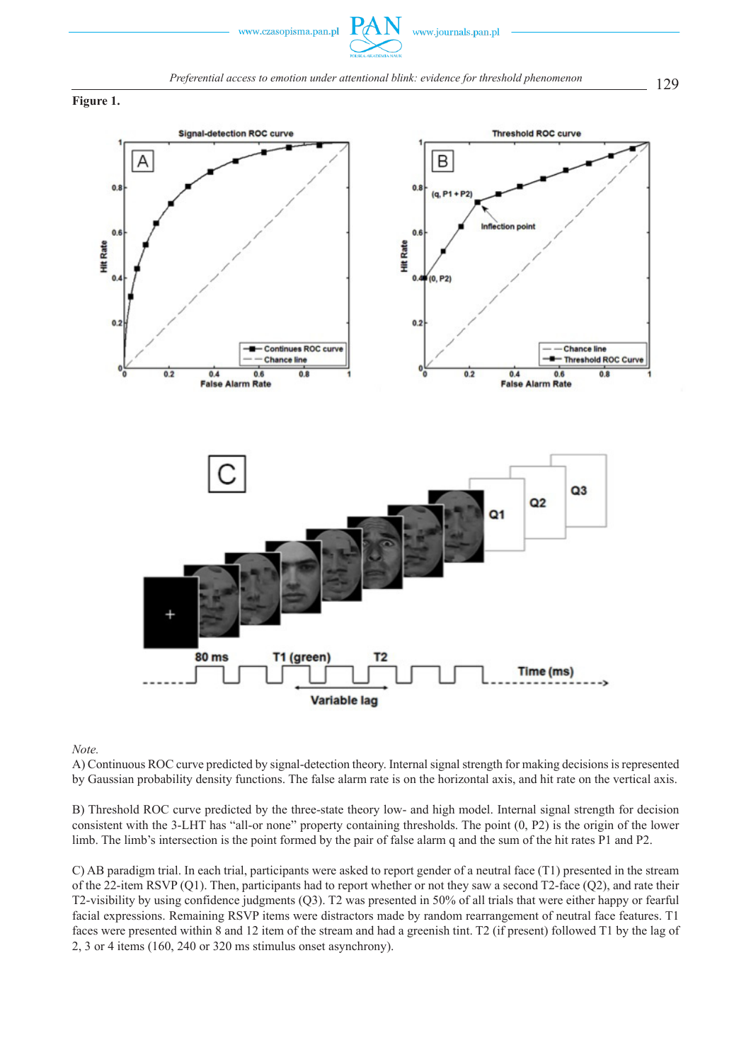**Figure 1.**

*Note.*

A) Continuous ROC curve predicted by signal-detection theory. Internal signal strength for making decisions is represented by Gaussian probability density functions. The false alarm rate is on the horizontal axis, and hit rate on the vertical axis.

B) Threshold ROC curve predicted by the three-state theory low- and high model. Internal signal strength for decision consistent with the 3-LHT has "all-or none" property containing thresholds. The point (0, P2) is the origin of the lower limb. The limb's intersection is the point formed by the pair of false alarm q and the sum of the hit rates P1 and P2.

C) AB paradigm trial. In each trial, participants were asked to report gender of a neutral face (T1) presented in the stream of the 22-item RSVP (Q1). Then, participants had to report whether or not they saw a second T2-face (Q2), and rate their T2-visibility by using confidence judgments (Q3). T2 was presented in 50% of all trials that were either happy or fearful facial expressions. Remaining RSVP items were distractors made by random rearrangement of neutral face features. T1 faces were presented within 8 and 12 item of the stream and had a greenish tint. T2 (if present) followed T1 by the lag of 2, 3 or 4 items (160, 240 or 320 ms stimulus onset asynchrony).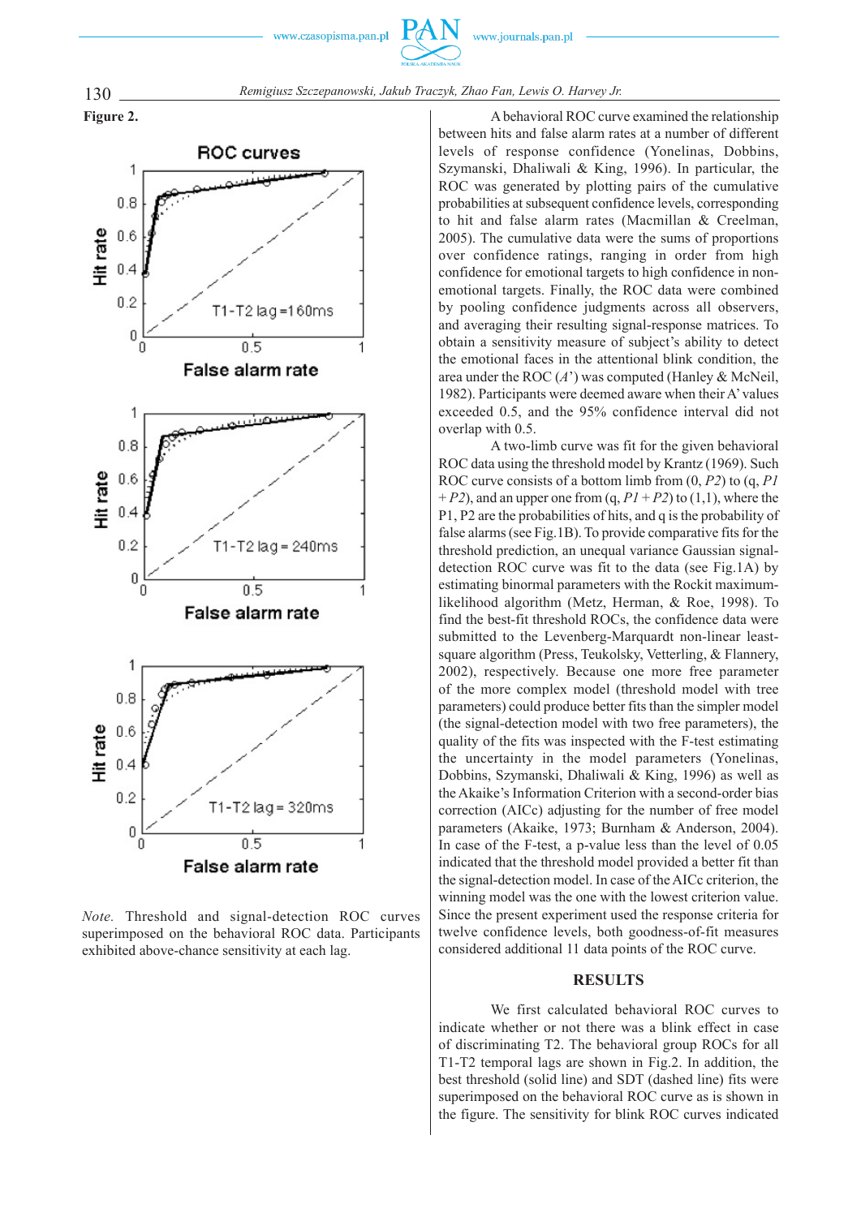**Figure 2.**

*Note.* Threshold and signal-detection ROC curves superimposed on the behavioral ROC data. Participants exhibited above-chance sensitivity at each lag.

A behavioral ROC curve examined the relationship between hits and false alarm rates at a number of different levels of response confidence (Yonelinas, Dobbins, Szymanski, Dhaliwali & King, 1996). In particular, the ROC was generated by plotting pairs of the cumulative probabilities at subsequent confidence levels, corresponding to hit and false alarm rates (Macmillan & Creelman, 2005). The cumulative data were the sums of proportions over confidence ratings, ranging in order from high confidence for emotional targets to high confidence in non-emotional targets. Finally, the ROC data were combined by pooling confidence judgments across all observers, and averaging their resulting signal-response matrices. To obtain a sensitivity measure of subject's ability to detect the emotional faces in the attentional blink condition, the area under the ROC (*A*') was computed (Hanley & McNeil, 1982). Participants were deemed aware when their A' values exceeded 0.5, and the 95% confidence interval did not overlap with 0.5.

A two-limb curve was fit for the given behavioral ROC data using the threshold model by Krantz (1969). Such ROC curve consists of a bottom limb from (0, *P2*) to (q, *P1* + *P2*), and an upper one from (q, *P1* + *P2*) to (1,1), where the P1, P2 are the probabilities of hits, and q is the probability of false alarms (see Fig.1B). To provide comparative fits for the threshold prediction, an unequal variance Gaussian signal-detection ROC curve was fit to the data (see Fig.1A) by estimating binormal parameters with the Rockit maximum-likelihood algorithm (Metz, Herman, & Roe, 1998). To find the best-fit threshold ROCs, the confidence data were submitted to the Levenberg-Marquardt non-linear least-square algorithm (Press, Teukolsky, Vetterling, & Flannery, 2002), respectively. Because one more free parameter of the more complex model (threshold model with tree parameters) could produce better fits than the simpler model (the signal-detection model with two free parameters), the quality of the fits was inspected with the F-test estimating the uncertainty in the model parameters (Yonelinas, Dobbins, Szymanski, Dhaliwali & King, 1996) as well as the Akaike's Information Criterion with a second-order bias correction (AICc) adjusting for the number of free model parameters (Akaike, 1973; Burnham & Anderson, 2004). In case of the F-test, a p-value less than the level of 0.05 indicated that the threshold model provided a better fit than the signal-detection model. In case of the AICc criterion, the winning model was the one with the lowest criterion value. Since the present experiment used the response criteria for twelve confidence levels, both goodness-of-fit measures considered additional 11 data points of the ROC curve.

## RESULTS

We first calculated behavioral ROC curves to indicate whether or not there was a blink effect in case of discriminating T2. The behavioral group ROCs for all T1-T2 temporal lags are shown in Fig.2. In addition, the best threshold (solid line) and SDT (dashed line) fits were superimposed on the behavioral ROC curve as is shown in the figure. The sensitivity for blink ROC curves indicated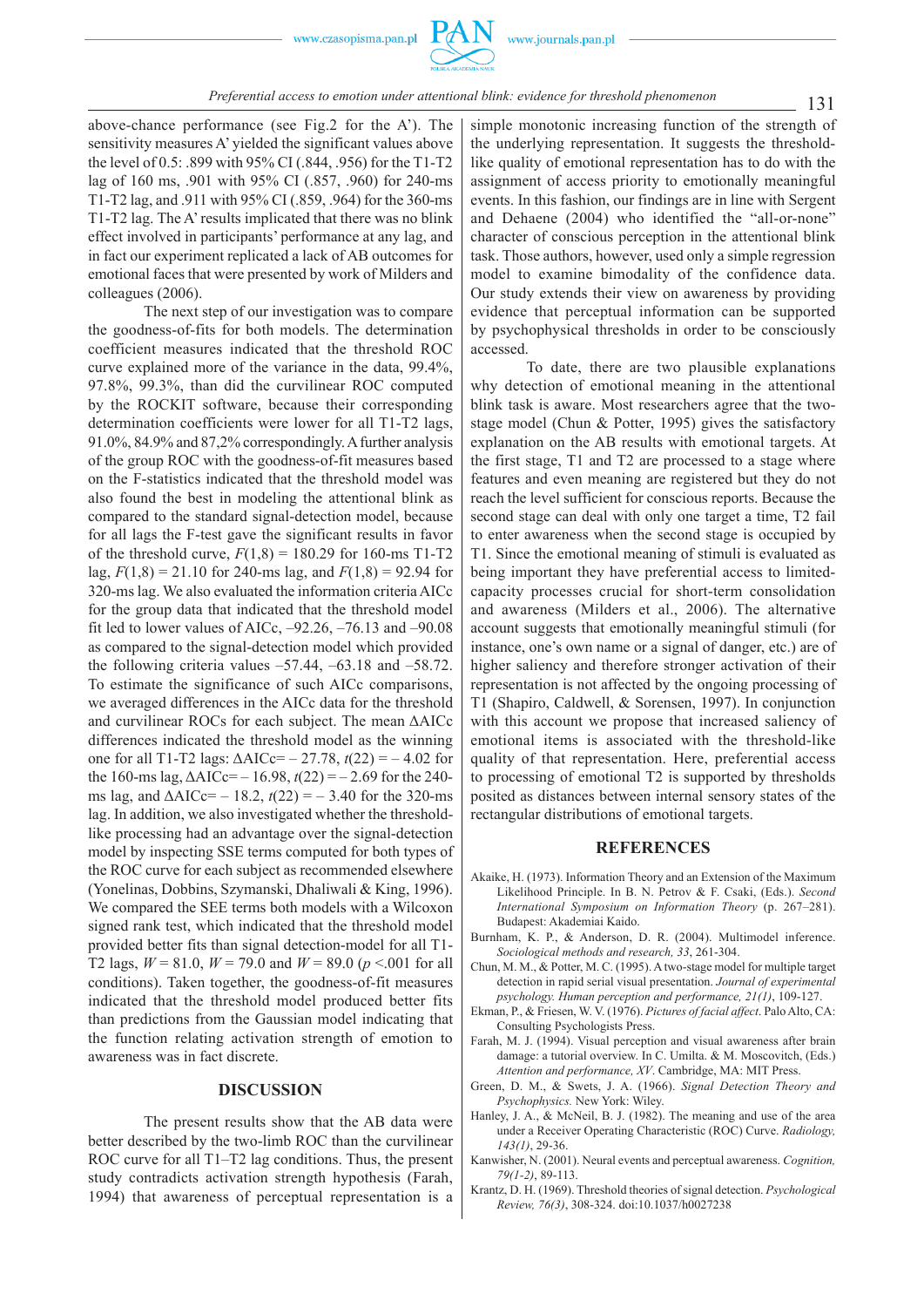above-chance performance (see Fig.2 for the A'). The sensitivity measures A' yielded the significant values above the level of 0.5: .899 with 95% CI (.844, .956) for the T1-T2 lag of 160 ms, .901 with 95% CI (.857, .960) for 240-ms T1-T2 lag, and .911 with 95% CI (.859, .964) for the 360-ms T1-T2 lag. The A' results implicated that there was no blink effect involved in participants' performance at any lag, and in fact our experiment replicated a lack of AB outcomes for emotional faces that were presented by work of Milders and colleagues (2006).

The next step of our investigation was to compare the goodness-of-fits for both models. The determination coefficient measures indicated that the threshold ROC curve explained more of the variance in the data, 99.4%, 97.8%, 99.3%, than did the curvilinear ROC computed by the ROCKIT software, because their corresponding determination coefficients were lower for all T1-T2 lags, 91.0%, 84.9% and 87,2% correspondingly. A further analysis of the group ROC with the goodness-of-fit measures based on the F-statistics indicated that the threshold model was also found the best in modeling the attentional blink as compared to the standard signal-detection model, because for all lags the F-test gave the significant results in favor of the threshold curve, $F(1,8) = 180.29$ for 160-ms T1-T2 lag, $F(1,8) = 21.10$ for 240-ms lag, and $F(1,8) = 92.94$ for 320-ms lag. We also evaluated the information criteria AICc for the group data that indicated that the threshold model fit led to lower values of AICc, –92.26, –76.13 and –90.08 as compared to the signal-detection model which provided the following criteria values –57.44, –63.18 and –58.72. To estimate the significance of such AICc comparisons, we averaged differences in the AICc data for the threshold and curvilinear ROCs for each subject. The mean ΔAICc differences indicated the threshold model as the winning one for all T1-T2 lags: $\Delta\text{AICc} = -27.78$, $t(22) = -4.02$ for the 160-ms lag, $\Delta\text{AICc} = -16.98$, $t(22) = -2.69$ for the 240-ms lag, and $\Delta\text{AICc} = -18.2$, $t(22) = -3.40$ for the 320-ms lag. In addition, we also investigated whether the threshold-like processing had an advantage over the signal-detection model by inspecting SSE terms computed for both types of the ROC curve for each subject as recommended elsewhere (Yonelinas, Dobbins, Szymanski, Dhaliwali & King, 1996). We compared the SEE terms both models with a Wilcoxon signed rank test, which indicated that the threshold model provided better fits than signal detection-model for all T1-T2 lags, $W = 81.0$, $W = 79.0$ and $W = 89.0$ ($p < .001$ for all conditions). Taken together, the goodness-of-fit measures indicated that the threshold model produced better fits than predictions from the Gaussian model indicating that the function relating activation strength of emotion to awareness was in fact discrete.

## DISCUSSION

The present results show that the AB data were better described by the two-limb ROC than the curvilinear ROC curve for all T1–T2 lag conditions. Thus, the present study contradicts activation strength hypothesis (Farah, 1994) that awareness of perceptual representation is a simple monotonic increasing function of the strength of the underlying representation. It suggests the threshold-like quality of emotional representation has to do with the assignment of access priority to emotionally meaningful events. In this fashion, our findings are in line with Sergent and Dehaene (2004) who identified the "all-or-none" character of conscious perception in the attentional blink task. Those authors, however, used only a simple regression model to examine bimodality of the confidence data. Our study extends their view on awareness by providing evidence that perceptual information can be supported by psychophysical thresholds in order to be consciously accessed.

To date, there are two plausible explanations why detection of emotional meaning in the attentional blink task is aware. Most researchers agree that the two-stage model (Chun & Potter, 1995) gives the satisfactory explanation on the AB results with emotional targets. At the first stage, T1 and T2 are processed to a stage where features and even meaning are registered but they do not reach the level sufficient for conscious reports. Because the second stage can deal with only one target a time, T2 fail to enter awareness when the second stage is occupied by T1. Since the emotional meaning of stimuli is evaluated as being important they have preferential access to limited-capacity processes crucial for short-term consolidation and awareness (Milders et al., 2006). The alternative account suggests that emotionally meaningful stimuli (for instance, one's own name or a signal of danger, etc.) are of higher saliency and therefore stronger activation of their representation is not affected by the ongoing processing of T1 (Shapiro, Caldwell, & Sorensen, 1997). In conjunction with this account we propose that increased saliency of emotional items is associated with the threshold-like quality of that representation. Here, preferential access to processing of emotional T2 is supported by thresholds posited as distances between internal sensory states of the rectangular distributions of emotional targets.

## REFERENCES

Akaike, H. (1973). Information Theory and an Extension of the Maximum Likelihood Principle. In B. N. Petrov & F. Csaki, (Eds.). *Second International Symposium on Information Theory* (p. 267–281). Budapest: Akademiai Kaido.

Burnham, K. P., & Anderson, D. R. (2004). Multimodel inference. *Sociological methods and research, 33*, 261-304.

Chun, M. M., & Potter, M. C. (1995). A two-stage model for multiple target detection in rapid serial visual presentation. *Journal of experimental psychology. Human perception and performance, 21(1)*, 109-127.

Ekman, P., & Friesen, W. V. (1976). *Pictures of facial affect*. Palo Alto, CA: Consulting Psychologists Press.

Farah, M. J. (1994). Visual perception and visual awareness after brain damage: a tutorial overview. In C. Umilta. & M. Moscovitch, (Eds.) *Attention and performance, XV*. Cambridge, MA: MIT Press.

Green, D. M., & Swets, J. A. (1966). *Signal Detection Theory and Psychophysics.* New York: Wiley.

Hanley, J. A., & McNeil, B. J. (1982). The meaning and use of the area under a Receiver Operating Characteristic (ROC) Curve. *Radiology, 143(1)*, 29-36.

Kanwisher, N. (2001). Neural events and perceptual awareness. *Cognition, 79(1-2)*, 89-113.

Krantz, D. H. (1969). Threshold theories of signal detection. *Psychological Review, 76(3)*, 308-324. doi:10.1037/h0027238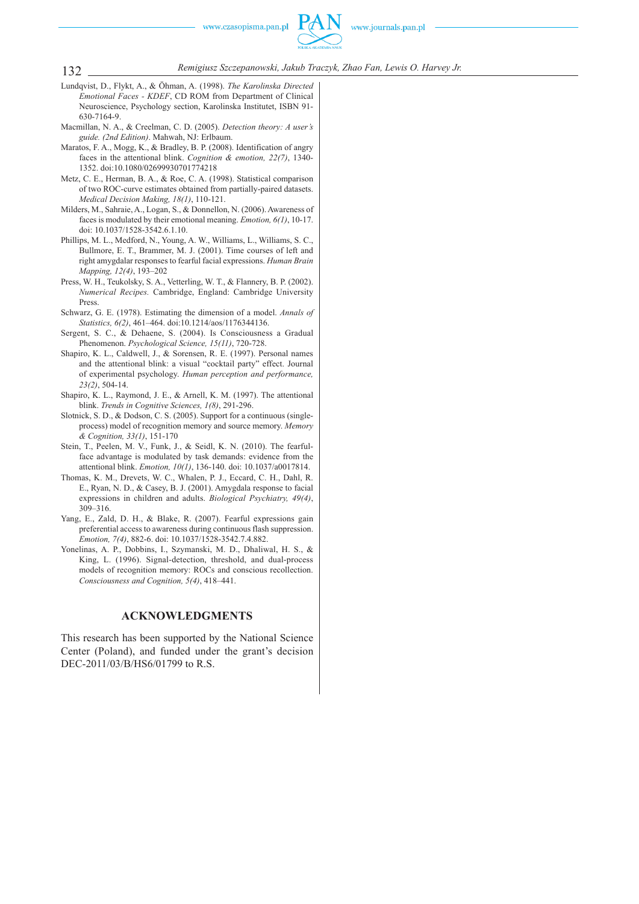Lundqvist, D., Flykt, A., & Öhman, A. (1998). *The Karolinska Directed Emotional Faces - KDEF*, CD ROM from Department of Clinical Neuroscience, Psychology section, Karolinska Institutet, ISBN 91-630-7164-9.

Macmillan, N. A., & Creelman, C. D. (2005). *Detection theory: A user's guide. (2nd Edition)*. Mahwah, NJ: Erlbaum.

Maratos, F. A., Mogg, K., & Bradley, B. P. (2008). Identification of angry faces in the attentional blink. *Cognition & emotion, 22(7)*, 1340-1352. doi:10.1080/02699930701774218

Metz, C. E., Herman, B. A., & Roe, C. A. (1998). Statistical comparison of two ROC-curve estimates obtained from partially-paired datasets. *Medical Decision Making, 18(1)*, 110-121.

Milders, M., Sahraie, A., Logan, S., & Donnellon, N. (2006). Awareness of faces is modulated by their emotional meaning. *Emotion, 6(1)*, 10-17. doi: 10.1037/1528-3542.6.1.10.

Phillips, M. L., Medford, N., Young, A. W., Williams, L., Williams, S. C., Bullmore, E. T., Brammer, M. J. (2001). Time courses of left and right amygdalar responses to fearful facial expressions. *Human Brain Mapping, 12(4)*, 193–202

Press, W. H., Teukolsky, S. A., Vetterling, W. T., & Flannery, B. P. (2002). *Numerical Recipes.* Cambridge, England: Cambridge University Press.

Schwarz, G. E. (1978). Estimating the dimension of a model. *Annals of Statistics, 6(2)*, 461–464. doi:10.1214/aos/1176344136.

Sergent, S. C., & Dehaene, S. (2004). Is Consciousness a Gradual Phenomenon. *Psychological Science, 15(11)*, 720-728.

Shapiro, K. L., Caldwell, J., & Sorensen, R. E. (1997). Personal names and the attentional blink: a visual "cocktail party" effect. Journal of experimental psychology. *Human perception and performance, 23(2)*, 504-14.

Shapiro, K. L., Raymond, J. E., & Arnell, K. M. (1997). The attentional blink. *Trends in Cognitive Sciences, 1(8)*, 291-296.

Slotnick, S. D., & Dodson, C. S. (2005). Support for a continuous (single-process) model of recognition memory and source memory. *Memory & Cognition, 33(1)*, 151-170

Stein, T., Peelen, M. V., Funk, J., & Seidl, K. N. (2010). The fearful-face advantage is modulated by task demands: evidence from the attentional blink. *Emotion, 10(1)*, 136-140. doi: 10.1037/a0017814.

Thomas, K. M., Drevets, W. C., Whalen, P. J., Eccard, C. H., Dahl, R. E., Ryan, N. D., & Casey, B. J. (2001). Amygdala response to facial expressions in children and adults. *Biological Psychiatry, 49(4)*, 309–316.

Yang, E., Zald, D. H., & Blake, R. (2007). Fearful expressions gain preferential access to awareness during continuous flash suppression. *Emotion, 7(4)*, 882-6. doi: 10.1037/1528-3542.7.4.882.

Yonelinas, A. P., Dobbins, I., Szymanski, M. D., Dhaliwal, H. S., & King, L. (1996). Signal-detection, threshold, and dual-process models of recognition memory: ROCs and conscious recollection. *Consciousness and Cognition, 5(4)*, 418–441.

## ACKNOWLEDGMENTS

This research has been supported by the National Science Center (Poland), and funded under the grant's decision DEC-2011/03/B/HS6/01799 to R.S.